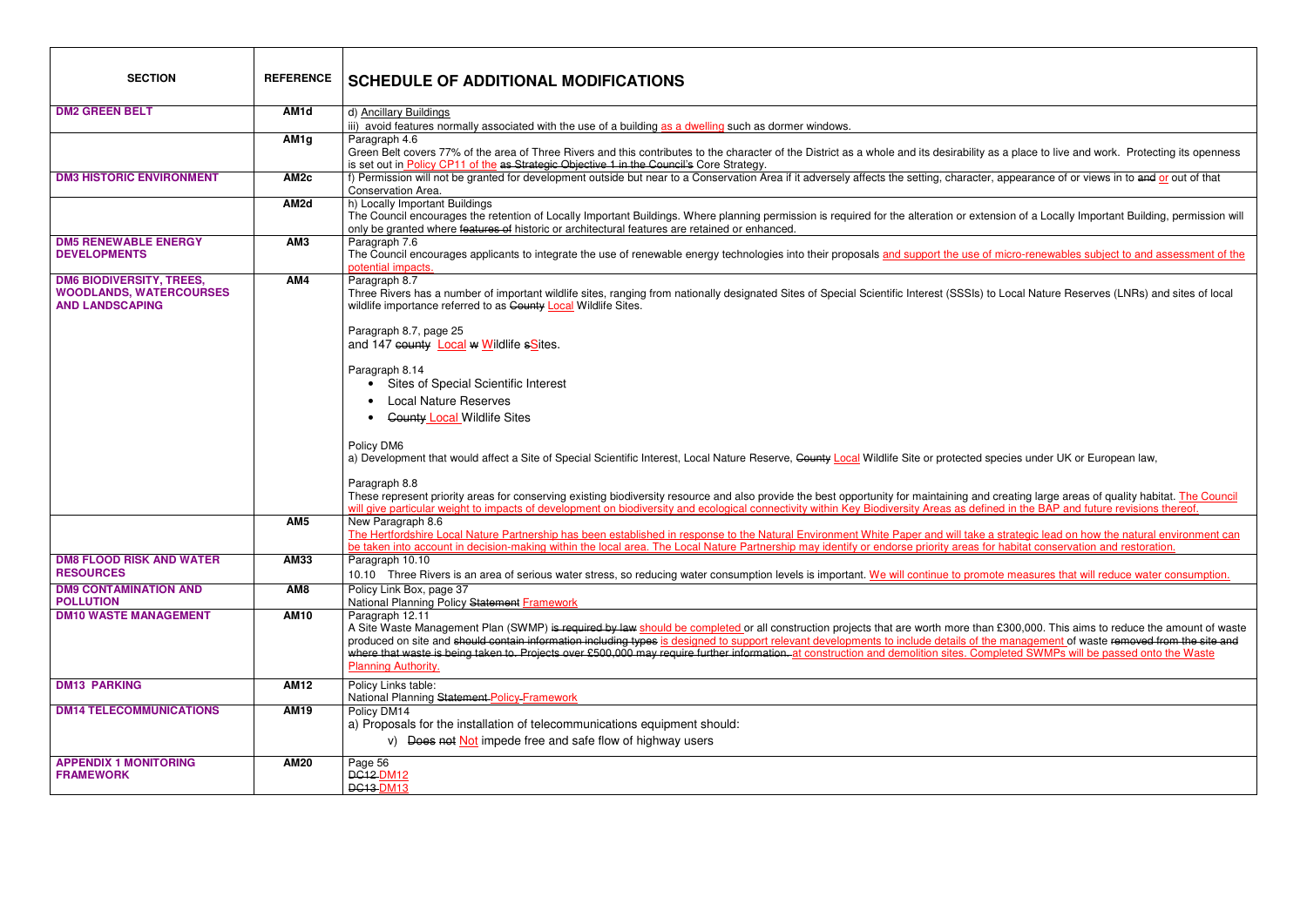| SECTION | REFERENCE | SCHEDULE OF ADDITIONAL MODIFICATIONS |
|---|---|---|
| **DM2 GREEN BELT** | **AM1d** | d) Ancillary Buildings<br>iii) avoid features normally associated with the use of a building ~~as a dwelling~~ such as dormer windows. |
| | **AM1g** | Paragraph 4.6<br>Green Belt covers 77% of the area of Three Rivers and this contributes to the character of the District as a whole and its desirability as a place to live and work. Protecting its openness is set out in Policy CP11 of the ~~as Strategic Objective 1 in the Council's~~ Core Strategy. |
| **DM3 HISTORIC ENVIRONMENT** | **AM2c** | f) Permission will not be granted for development outside but near to a Conservation Area if it adversely affects the setting, character, appearance of or views in to ~~and~~ or out of that Conservation Area. |
| | **AM2d** | h) Locally Important Buildings<br>The Council encourages the retention of Locally Important Buildings. Where planning permission is required for the alteration or extension of a Locally Important Building, permission will only be granted where ~~features of~~ historic or architectural features are retained or enhanced. |
| **DM5 RENEWABLE ENERGY DEVELOPMENTS** | **AM3** | Paragraph 7.6<br>The Council encourages applicants to integrate the use of renewable energy technologies into their proposals and support the use of micro-renewables subject to and assessment of the potential impacts. |
| **DM6 BIODIVERSITY, TREES, WOODLANDS, WATERCOURSES AND LANDSCAPING** | **AM4** | Paragraph 8.7<br>Three Rivers has a number of important wildlife sites, ranging from nationally designated Sites of Special Scientific Interest (SSSIs) to Local Nature Reserves (LNRs) and sites of local wildlife importance referred to as ~~County~~ Local Wildlife Sites.<br><br>Paragraph 8.7, page 25<br>and 147 ~~county~~ Local ~~w~~ Wildlife ~~s~~Sites.<br><br>Paragraph 8.14<br>• Sites of Special Scientific Interest<br>• Local Nature Reserves<br>• ~~County~~ Local Wildlife Sites<br><br>Policy DM6<br>a) Development that would affect a Site of Special Scientific Interest, Local Nature Reserve, ~~County~~ Local Wildlife Site or protected species under UK or European law,<br><br>Paragraph 8.8<br>These represent priority areas for conserving existing biodiversity resource and also provide the best opportunity for maintaining and creating large areas of quality habitat. The Council will give particular weight to impacts of development on biodiversity and ecological connectivity within Key Biodiversity Areas as defined in the BAP and future revisions thereof. |
| | **AM5** | New Paragraph 8.6<br>The Hertfordshire Local Nature Partnership has been established in response to the Natural Environment White Paper and will take a strategic lead on how the natural environment can be taken into account in decision-making within the local area. The Local Nature Partnership may identify or endorse priority areas for habitat conservation and restoration. |
| **DM8 FLOOD RISK AND WATER RESOURCES** | **AM33** | Paragraph 10.10<br>10.10 Three Rivers is an area of serious water stress, so reducing water consumption levels is important. We will continue to promote measures that will reduce water consumption. |
| **DM9 CONTAMINATION AND POLLUTION** | **AM8** | Policy Link Box, page 37<br>National Planning Policy ~~Statement~~ Framework |
| **DM10 WASTE MANAGEMENT** | **AM10** | Paragraph 12.11<br>A Site Waste Management Plan (SWMP) ~~is required by law~~ should be completed or all construction projects that are worth more than £300,000. This aims to reduce the amount of waste produced on site and ~~should contain information including types~~ is designed to support relevant developments to include details of the management of waste ~~removed from the site and where that waste is being taken to. Projects over £500,000 may require further information.~~ at construction and demolition sites. Completed SWMPs will be passed onto the Waste Planning Authority. |
| **DM13 PARKING** | **AM12** | Policy Links table:<br>National Planning ~~Statement~~ ~~Policy~~ Framework |
| **DM14 TELECOMMUNICATIONS** | **AM19** | Policy DM14<br>a) Proposals for the installation of telecommunications equipment should:<br>v) ~~Does not~~ Not impede free and safe flow of highway users |
| **APPENDIX 1 MONITORING FRAMEWORK** | **AM20** | Page 56<br>~~DC12~~ DM12<br>~~DC13~~ DM13 |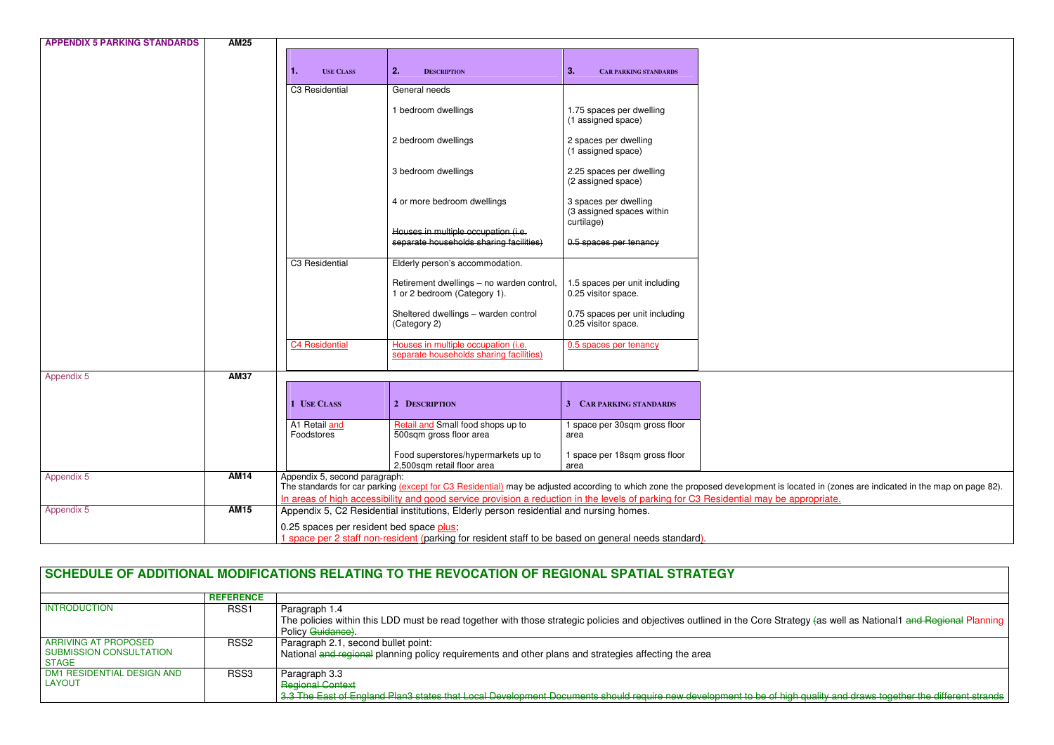| APPENDIX 5 PARKING STANDARDS | AM25 | |
|---|---|---|

| 1. USE CLASS | 2. DESCRIPTION | 3. CAR PARKING STANDARDS |
|---|---|---|
| C3 Residential | General needs | |
| | 1 bedroom dwellings | 1.75 spaces per dwelling (1 assigned space) |
| | 2 bedroom dwellings | 2 spaces per dwelling (1 assigned space) |
| | 3 bedroom dwellings | 2.25 spaces per dwelling (2 assigned space) |
| | 4 or more bedroom dwellings | 3 spaces per dwelling (3 assigned spaces within curtilage) |
| | ~~Houses in multiple occupation (i.e. separate households sharing facilities)~~ | ~~0.5 spaces per tenancy~~ |
| C3 Residential | Elderly person's accommodation. | |
| | Retirement dwellings – no warden control, 1 or 2 bedroom (Category 1). | 1.5 spaces per unit including 0.25 visitor space. |
| | Sheltered dwellings – warden control (Category 2) | 0.75 spaces per unit including 0.25 visitor space. |
| C4 Residential | Houses in multiple occupation (i.e. separate households sharing facilities) | 0.5 spaces per tenancy |

| Appendix 5 | AM37 | |
|---|---|---|

| 1 USE CLASS | 2 DESCRIPTION | 3 CAR PARKING STANDARDS |
|---|---|---|
| A1 Retail and Foodstores | Retail and Small food shops up to 500sqm gross floor area | 1 space per 30sqm gross floor area |
| | Food superstores/hypermarkets up to 2,500sqm retail floor area | 1 space per 18sqm gross floor area |

| | | |
|---|---|---|
| Appendix 5 | AM14 | Appendix 5, second paragraph:<br>The standards for car parking (except for C3 Residential) may be adjusted according to which zone the proposed development is located in (zones are indicated in the map on page 82).<br>In areas of high accessibility and good service provision a reduction in the levels of parking for C3 Residential may be appropriate. |
| Appendix 5 | AM15 | Appendix 5, C2 Residential institutions, Elderly person residential and nursing homes.<br>0.25 spaces per resident bed space plus;<br>1 space per 2 staff non-resident (parking for resident staff to be based on general needs standard). |

## SCHEDULE OF ADDITIONAL MODIFICATIONS RELATING TO THE REVOCATION OF REGIONAL SPATIAL STRATEGY

| | REFERENCE | |
|---|---|---|
| INTRODUCTION | RSS1 | Paragraph 1.4<br>The policies within this LDD must be read together with those strategic policies and objectives outlined in the Core Strategy ~~(~~as well as National1 ~~and Regional~~ Planning Policy ~~Guidance)~~. |
| ARRIVING AT PROPOSED SUBMISSION CONSULTATION STAGE | RSS2 | Paragraph 2.1, second bullet point:<br>National ~~and regional~~ planning policy requirements and other plans and strategies affecting the area |
| DM1 RESIDENTIAL DESIGN AND LAYOUT | RSS3 | Paragraph 3.3<br>~~Regional Context~~<br>~~3.3 The East of England Plan3 states that Local Development Documents should require new development to be of high quality and draws together the different strands~~ |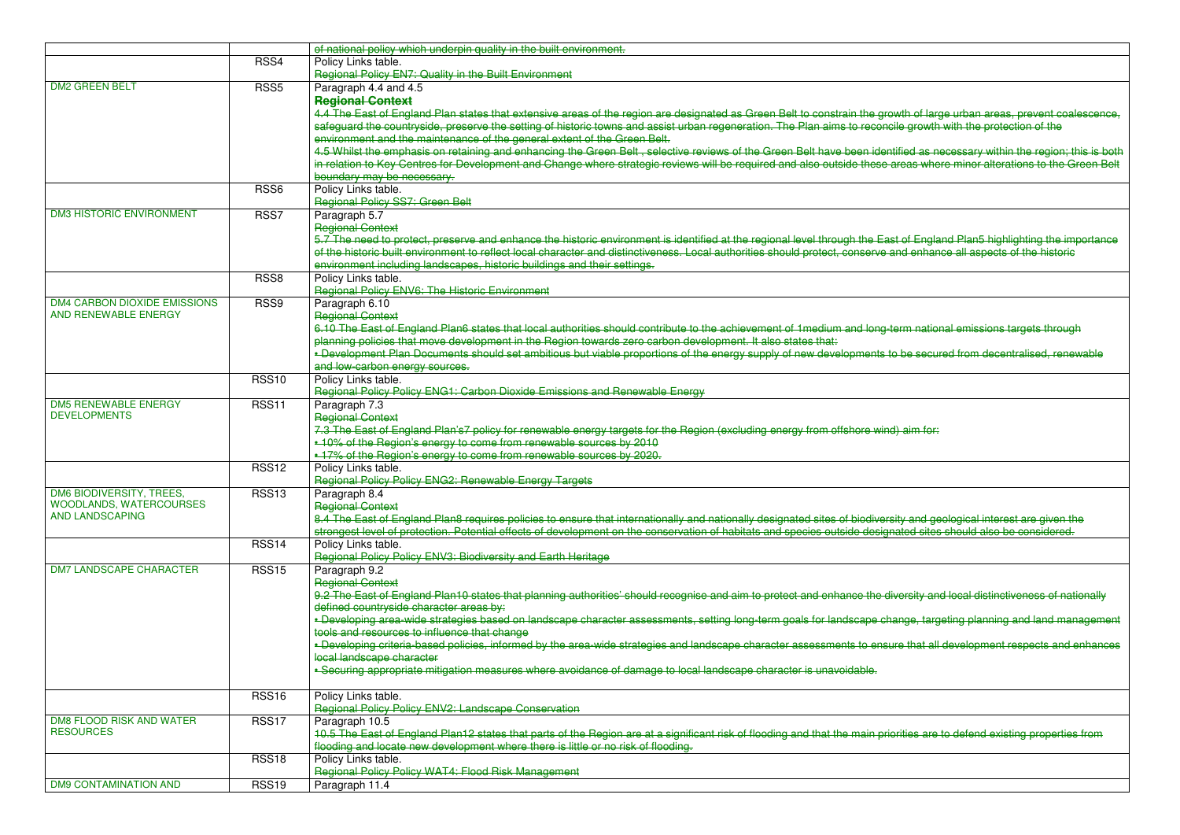| | | |
|---|---|---|
| | | ~~of national policy which underpin quality in the built environment.~~ |
| | RSS4 | Policy Links table.<br>~~Regional Policy EN7: Quality in the Built Environment~~ |
| DM2 GREEN BELT | RSS5 | Paragraph 4.4 and 4.5<br>~~**Regional Context**~~<br>~~4.4 The East of England Plan states that extensive areas of the region are designated as Green Belt to constrain the growth of large urban areas, prevent coalescence, safeguard the countryside, preserve the setting of historic towns and assist urban regeneration. The Plan aims to reconcile growth with the protection of the environment and the maintenance of the general extent of the Green Belt.~~<br>~~4.5 Whilst the emphasis on retaining and enhancing the Green Belt , selective reviews of the Green Belt have been identified as necessary within the region; this is both in relation to Key Centres for Development and Change where strategic reviews will be required and also outside these areas where minor alterations to the Green Belt boundary may be necessary.~~ |
| | RSS6 | Policy Links table.<br>~~Regional Policy SS7: Green Belt~~ |
| DM3 HISTORIC ENVIRONMENT | RSS7 | Paragraph 5.7<br>~~Regional Context~~<br>~~5.7 The need to protect, preserve and enhance the historic environment is identified at the regional level through the East of England Plan5 highlighting the importance of the historic built environment to reflect local character and distinctiveness. Local authorities should protect, conserve and enhance all aspects of the historic environment including landscapes, historic buildings and their settings.~~ |
| | RSS8 | Policy Links table.<br>~~Regional Policy ENV6: The Historic Environment~~ |
| DM4 CARBON DIOXIDE EMISSIONS AND RENEWABLE ENERGY | RSS9 | Paragraph 6.10<br>~~Regional Context~~<br>~~6.10 The East of England Plan6 states that local authorities should contribute to the achievement of 1medium and long-term national emissions targets through planning policies that move development in the Region towards zero carbon development. It also states that:~~<br>~~• Development Plan Documents should set ambitious but viable proportions of the energy supply of new developments to be secured from decentralised, renewable and low-carbon energy sources.~~ |
| | RSS10 | Policy Links table.<br>~~Regional Policy Policy ENG1: Carbon Dioxide Emissions and Renewable Energy~~ |
| DM5 RENEWABLE ENERGY DEVELOPMENTS | RSS11 | Paragraph 7.3<br>~~Regional Context~~<br>~~7.3 The East of England Plan's7 policy for renewable energy targets for the Region (excluding energy from offshore wind) aim for:~~<br>~~• 10% of the Region's energy to come from renewable sources by 2010~~<br>~~• 17% of the Region's energy to come from renewable sources by 2020.~~ |
| | RSS12 | Policy Links table.<br>~~Regional Policy Policy ENG2: Renewable Energy Targets~~ |
| DM6 BIODIVERSITY, TREES, WOODLANDS, WATERCOURSES AND LANDSCAPING | RSS13 | Paragraph 8.4<br>~~Regional Context~~<br>~~8.4 The East of England Plan8 requires policies to ensure that internationally and nationally designated sites of biodiversity and geological interest are given the strongest level of protection. Potential effects of development on the conservation of habitats and species outside designated sites should also be considered.~~ |
| | RSS14 | Policy Links table.<br>~~Regional Policy Policy ENV3: Biodiversity and Earth Heritage~~ |
| DM7 LANDSCAPE CHARACTER | RSS15 | Paragraph 9.2<br>~~Regional Context~~<br>~~9.2 The East of England Plan10 states that planning authorities' should recognise and aim to protect and enhance the diversity and local distinctiveness of nationally defined countryside character areas by:~~<br>~~• Developing area-wide strategies based on landscape character assessments, setting long-term goals for landscape change, targeting planning and land management tools and resources to influence that change~~<br>~~• Developing criteria-based policies, informed by the area-wide strategies and landscape character assessments to ensure that all development respects and enhances local landscape character~~<br>~~• Securing appropriate mitigation measures where avoidance of damage to local landscape character is unavoidable.~~ |
| | RSS16 | Policy Links table.<br>~~Regional Policy Policy ENV2: Landscape Conservation~~ |
| DM8 FLOOD RISK AND WATER RESOURCES | RSS17 | Paragraph 10.5<br>~~10.5 The East of England Plan12 states that parts of the Region are at a significant risk of flooding and that the main priorities are to defend existing properties from flooding and locate new development where there is little or no risk of flooding.~~ |
| | RSS18 | Policy Links table.<br>~~Regional Policy Policy WAT4: Flood Risk Management~~ |
| DM9 CONTAMINATION AND | RSS19 | Paragraph 11.4 |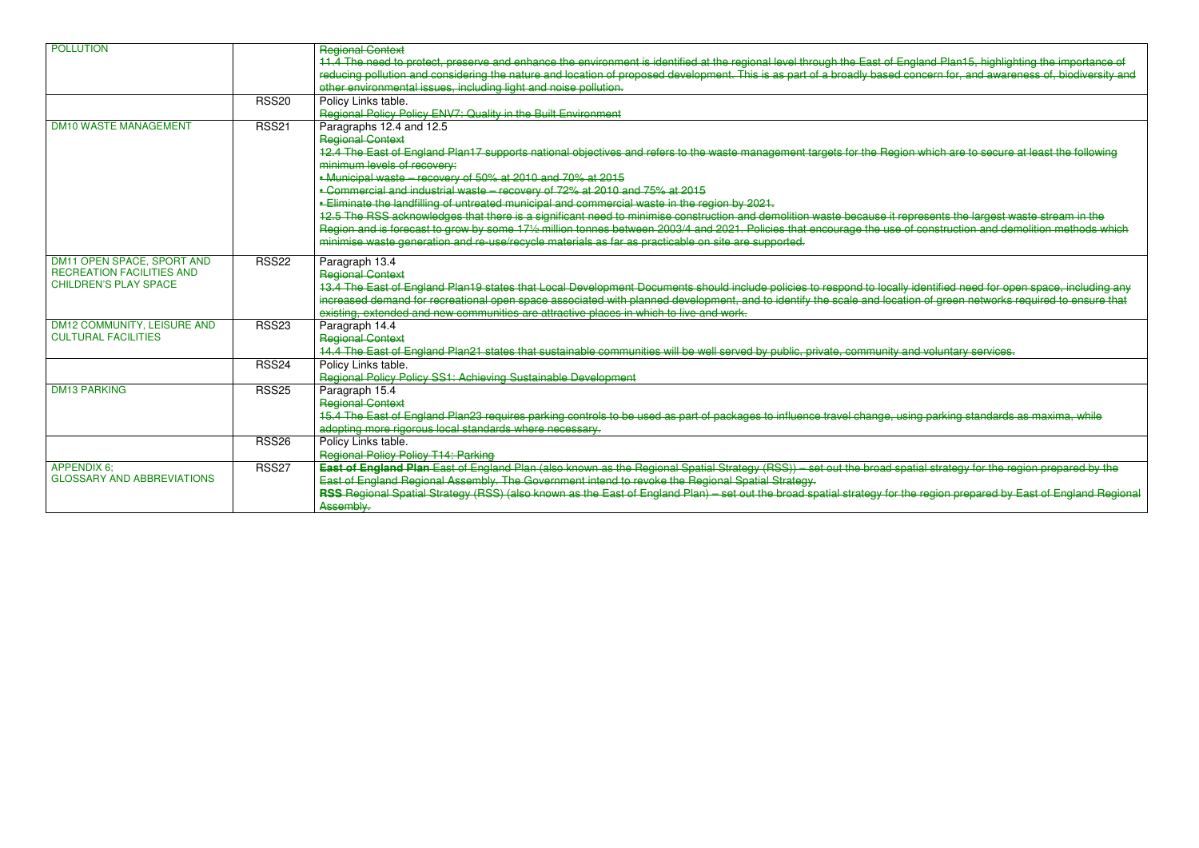| | | |
|---|---|---|
| POLLUTION | | ~~Regional Context~~<br>~~11.4 The need to protect, preserve and enhance the environment is identified at the regional level through the East of England Plan15, highlighting the importance of reducing pollution and considering the nature and location of proposed development. This is as part of a broadly based concern for, and awareness of, biodiversity and other environmental issues, including light and noise pollution.~~ |
| | RSS20 | Policy Links table.<br>~~Regional Policy Policy ENV7: Quality in the Built Environment~~ |
| DM10 WASTE MANAGEMENT | RSS21 | Paragraphs 12.4 and 12.5<br>~~Regional Context~~<br>~~12.4 The East of England Plan17 supports national objectives and refers to the waste management targets for the Region which are to secure at least the following minimum levels of recovery:~~<br>~~• Municipal waste – recovery of 50% at 2010 and 70% at 2015~~<br>~~• Commercial and industrial waste – recovery of 72% at 2010 and 75% at 2015~~<br>~~• Eliminate the landfilling of untreated municipal and commercial waste in the region by 2021.~~<br>~~12.5 The RSS acknowledges that there is a significant need to minimise construction and demolition waste because it represents the largest waste stream in the Region and is forecast to grow by some 17½ million tonnes between 2003/4 and 2021. Policies that encourage the use of construction and demolition methods which minimise waste generation and re-use/recycle materials as far as practicable on site are supported.~~ |
| DM11 OPEN SPACE, SPORT AND RECREATION FACILITIES AND CHILDREN'S PLAY SPACE | RSS22 | Paragraph 13.4<br>~~Regional Context~~<br>~~13.4 The East of England Plan19 states that Local Development Documents should include policies to respond to locally identified need for open space, including any increased demand for recreational open space associated with planned development, and to identify the scale and location of green networks required to ensure that existing, extended and new communities are attractive places in which to live and work.~~ |
| DM12 COMMUNITY, LEISURE AND CULTURAL FACILITIES | RSS23 | Paragraph 14.4<br>~~Regional Context~~<br>~~14.4 The East of England Plan21 states that sustainable communities will be well served by public, private, community and voluntary services.~~ |
| | RSS24 | Policy Links table.<br>~~Regional Policy Policy SS1: Achieving Sustainable Development~~ |
| DM13 PARKING | RSS25 | Paragraph 15.4<br>~~Regional Context~~<br>~~15.4 The East of England Plan23 requires parking controls to be used as part of packages to influence travel change, using parking standards as maxima, while adopting more rigorous local standards where necessary.~~ |
| | RSS26 | Policy Links table.<br>~~Regional Policy Policy T14: Parking~~ |
| APPENDIX 6; GLOSSARY AND ABBREVIATIONS | RSS27 | ~~**East of England Plan** East of England Plan (also known as the Regional Spatial Strategy (RSS)) – set out the broad spatial strategy for the region prepared by the East of England Regional Assembly. The Government intend to revoke the Regional Spatial Strategy.~~<br>~~**RSS** Regional Spatial Strategy (RSS) (also known as the East of England Plan) – set out the broad spatial strategy for the region prepared by East of England Regional Assembly.~~ |